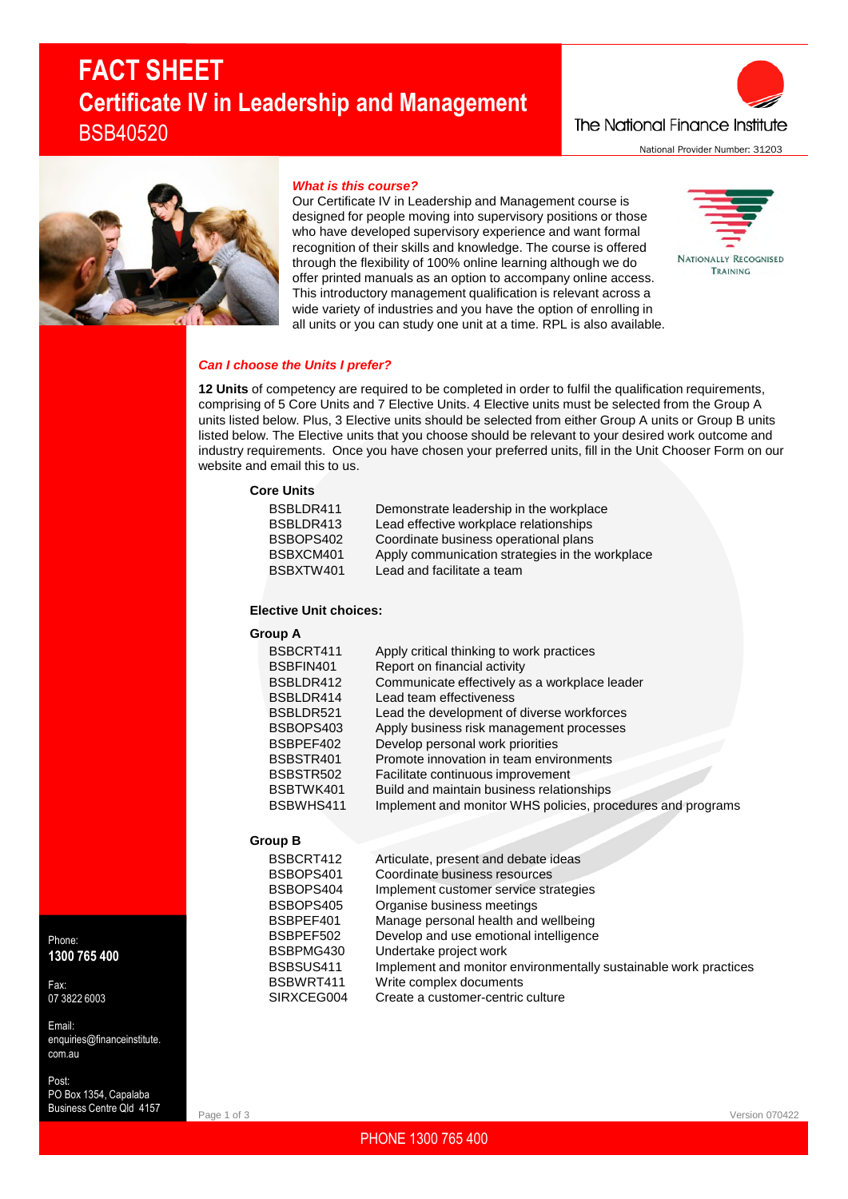# FACT SHEET

## Certificate IV in Leadership and Management

BSB40520

The National Finance Institute

National Provider Number: 31203

### *What is this course?*

Our Certificate IV in Leadership and Management course is designed for people moving into supervisory positions or those who have developed supervisory experience and want formal recognition of their skills and knowledge. The course is offered through the flexibility of 100% online learning although we do offer printed manuals as an option to accompany online access. This introductory management qualification is relevant across a wide variety of industries and you have the option of enrolling in all units or you can study one unit at a time. RPL is also available.

Nationally Recognised Training

### *Can I choose the Units I prefer?*

**12 Units** of competency are required to be completed in order to fulfil the qualification requirements, comprising of 5 Core Units and 7 Elective Units. 4 Elective units must be selected from the Group A units listed below. Plus, 3 Elective units should be selected from either Group A units or Group B units listed below. The Elective units that you choose should be relevant to your desired work outcome and industry requirements. Once you have chosen your preferred units, fill in the Unit Chooser Form on our website and email this to us.

**Core Units**

| | |
|---|---|
| BSBLDR411 | Demonstrate leadership in the workplace |
| BSBLDR413 | Lead effective workplace relationships |
| BSBOPS402 | Coordinate business operational plans |
| BSBXCM401 | Apply communication strategies in the workplace |
| BSBXTW401 | Lead and facilitate a team |

**Elective Unit choices:**

**Group A**

| | |
|---|---|
| BSBCRT411 | Apply critical thinking to work practices |
| BSBFIN401 | Report on financial activity |
| BSBLDR412 | Communicate effectively as a workplace leader |
| BSBLDR414 | Lead team effectiveness |
| BSBLDR521 | Lead the development of diverse workforces |
| BSBOPS403 | Apply business risk management processes |
| BSBPEF402 | Develop personal work priorities |
| BSBSTR401 | Promote innovation in team environments |
| BSBSTR502 | Facilitate continuous improvement |
| BSBTWK401 | Build and maintain business relationships |
| BSBWHS411 | Implement and monitor WHS policies, procedures and programs |

**Group B**

| | |
|---|---|
| BSBCRT412 | Articulate, present and debate ideas |
| BSBOPS401 | Coordinate business resources |
| BSBOPS404 | Implement customer service strategies |
| BSBOPS405 | Organise business meetings |
| BSBPEF401 | Manage personal health and wellbeing |
| BSBPEF502 | Develop and use emotional intelligence |
| BSBPMG430 | Undertake project work |
| BSBSUS411 | Implement and monitor environmentally sustainable work practices |
| BSBWRT411 | Write complex documents |
| SIRXCEG004 | Create a customer-centric culture |

Phone:
**1300 765 400**

Fax:
07 3822 6003

Email:
enquiries@financeinstitute.com.au

Post:
PO Box 1354, Capalaba Business Centre Qld 4157

Version 070422

PHONE 1300 765 400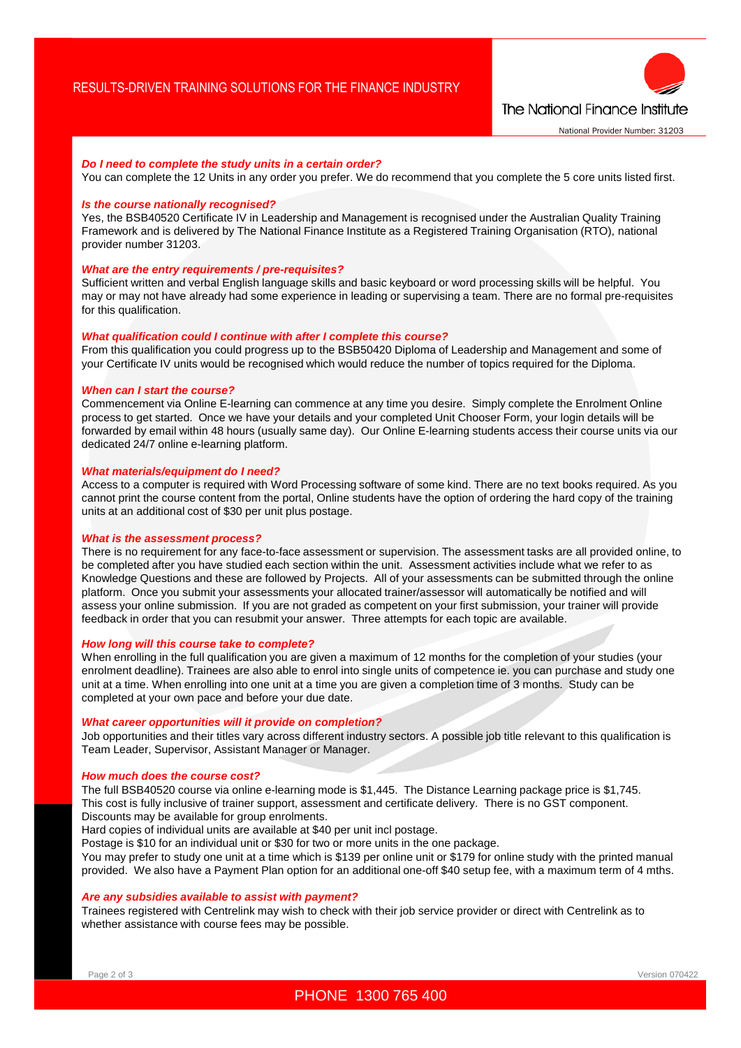### *Do I need to complete the study units in a certain order?*

You can complete the 12 Units in any order you prefer. We do recommend that you complete the 5 core units listed first.

### *Is the course nationally recognised?*

Yes, the BSB40520 Certificate IV in Leadership and Management is recognised under the Australian Quality Training Framework and is delivered by The National Finance Institute as a Registered Training Organisation (RTO), national provider number 31203.

### *What are the entry requirements / pre-requisites?*

Sufficient written and verbal English language skills and basic keyboard or word processing skills will be helpful. You may or may not have already had some experience in leading or supervising a team. There are no formal pre-requisites for this qualification.

### *What qualification could I continue with after I complete this course?*

From this qualification you could progress up to the BSB50420 Diploma of Leadership and Management and some of your Certificate IV units would be recognised which would reduce the number of topics required for the Diploma.

### *When can I start the course?*

Commencement via Online E-learning can commence at any time you desire. Simply complete the Enrolment Online process to get started. Once we have your details and your completed Unit Chooser Form, your login details will be forwarded by email within 48 hours (usually same day). Our Online E-learning students access their course units via our dedicated 24/7 online e-learning platform.

### *What materials/equipment do I need?*

Access to a computer is required with Word Processing software of some kind. There are no text books required. As you cannot print the course content from the portal, Online students have the option of ordering the hard copy of the training units at an additional cost of $30 per unit plus postage.

### *What is the assessment process?*

There is no requirement for any face-to-face assessment or supervision. The assessment tasks are all provided online, to be completed after you have studied each section within the unit. Assessment activities include what we refer to as Knowledge Questions and these are followed by Projects. All of your assessments can be submitted through the online platform. Once you submit your assessments your allocated trainer/assessor will automatically be notified and will assess your online submission. If you are not graded as competent on your first submission, your trainer will provide feedback in order that you can resubmit your answer. Three attempts for each topic are available.

### *How long will this course take to complete?*

When enrolling in the full qualification you are given a maximum of 12 months for the completion of your studies (your enrolment deadline). Trainees are also able to enrol into single units of competence ie. you can purchase and study one unit at a time. When enrolling into one unit at a time you are given a completion time of 3 months. Study can be completed at your own pace and before your due date.

### *What career opportunities will it provide on completion?*

Job opportunities and their titles vary across different industry sectors. A possible job title relevant to this qualification is Team Leader, Supervisor, Assistant Manager or Manager.

### *How much does the course cost?*

The full BSB40520 course via online e-learning mode is $1,445. The Distance Learning package price is $1,745. This cost is fully inclusive of trainer support, assessment and certificate delivery. There is no GST component. Discounts may be available for group enrolments.

Hard copies of individual units are available at $40 per unit incl postage.

Postage is $10 for an individual unit or $30 for two or more units in the one package.

You may prefer to study one unit at a time which is $139 per online unit or $179 for online study with the printed manual provided. We also have a Payment Plan option for an additional one-off $40 setup fee, with a maximum term of 4 mths.

### *Are any subsidies available to assist with payment?*

Trainees registered with Centrelink may wish to check with their job service provider or direct with Centrelink as to whether assistance with course fees may be possible.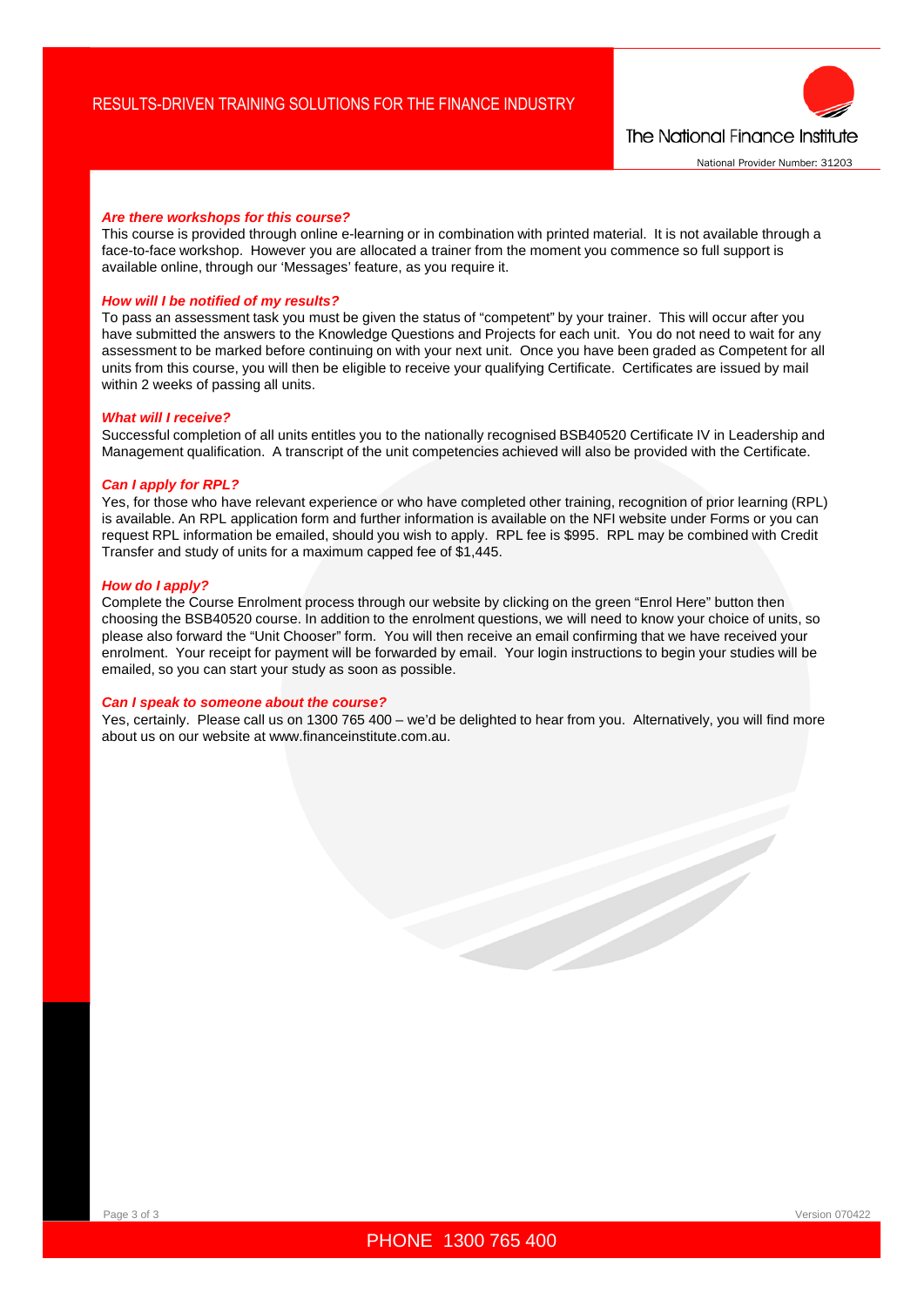### *Are there workshops for this course?*

This course is provided through online e-learning or in combination with printed material. It is not available through a face-to-face workshop. However you are allocated a trainer from the moment you commence so full support is available online, through our 'Messages' feature, as you require it.

### *How will I be notified of my results?*

To pass an assessment task you must be given the status of "competent" by your trainer. This will occur after you have submitted the answers to the Knowledge Questions and Projects for each unit. You do not need to wait for any assessment to be marked before continuing on with your next unit. Once you have been graded as Competent for all units from this course, you will then be eligible to receive your qualifying Certificate. Certificates are issued by mail within 2 weeks of passing all units.

### *What will I receive?*

Successful completion of all units entitles you to the nationally recognised BSB40520 Certificate IV in Leadership and Management qualification. A transcript of the unit competencies achieved will also be provided with the Certificate.

### *Can I apply for RPL?*

Yes, for those who have relevant experience or who have completed other training, recognition of prior learning (RPL) is available. An RPL application form and further information is available on the NFI website under Forms or you can request RPL information be emailed, should you wish to apply. RPL fee is $995. RPL may be combined with Credit Transfer and study of units for a maximum capped fee of $1,445.

### *How do I apply?*

Complete the Course Enrolment process through our website by clicking on the green "Enrol Here" button then choosing the BSB40520 course. In addition to the enrolment questions, we will need to know your choice of units, so please also forward the "Unit Chooser" form. You will then receive an email confirming that we have received your enrolment. Your receipt for payment will be forwarded by email. Your login instructions to begin your studies will be emailed, so you can start your study as soon as possible.

### *Can I speak to someone about the course?*

Yes, certainly. Please call us on 1300 765 400 – we'd be delighted to hear from you. Alternatively, you will find more about us on our website at www.financeinstitute.com.au.